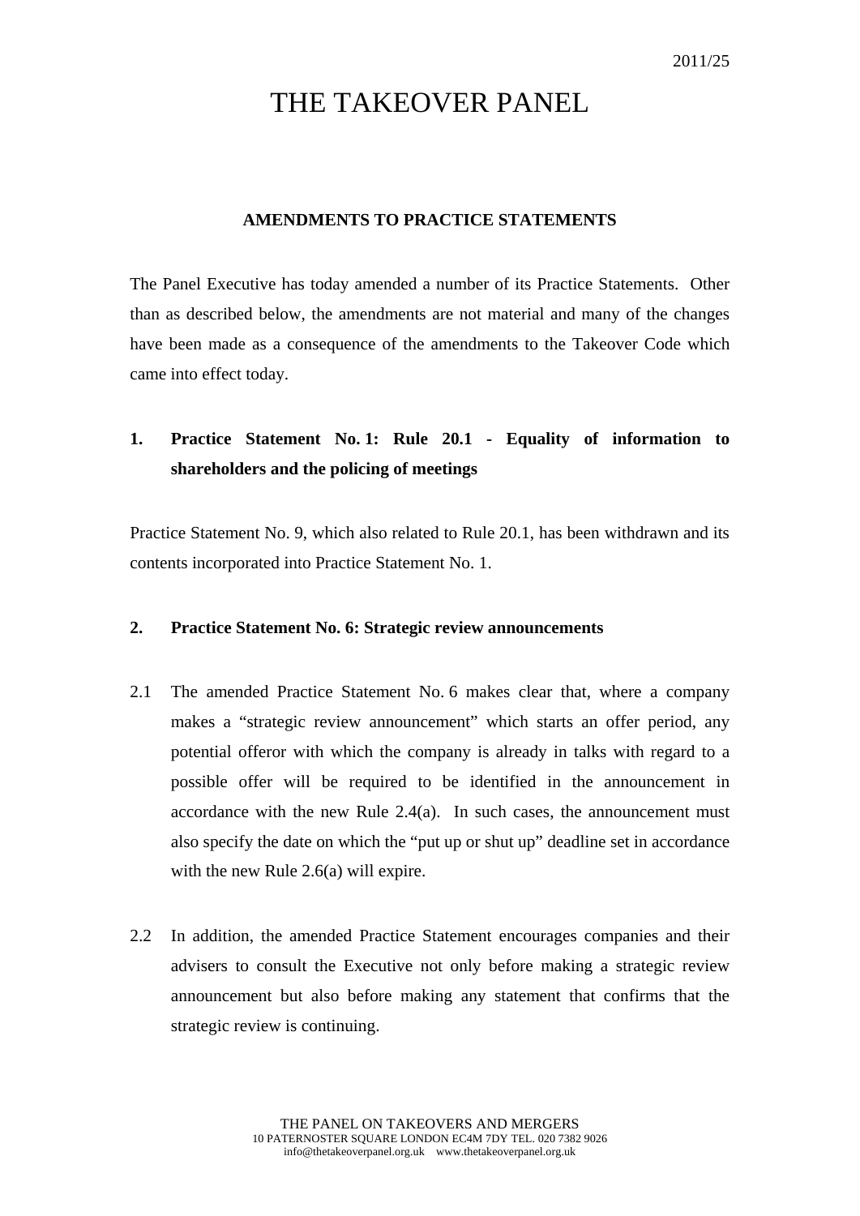2011/25

# THE TAKEOVER PANEL

## AMENDMENTS TO PRACTICE STATEMENTS

The Panel Executive has today amended a number of its Practice Statements. Other than as described below, the amendments are not material and many of the changes have been made as a consequence of the amendments to the Takeover Code which came into effect today.

### 1. Practice Statement No. 1: Rule 20.1 - Equality of information to shareholders and the policing of meetings

Practice Statement No. 9, which also related to Rule 20.1, has been withdrawn and its contents incorporated into Practice Statement No. 1.

### 2. Practice Statement No. 6: Strategic review announcements

2.1 The amended Practice Statement No. 6 makes clear that, where a company makes a "strategic review announcement" which starts an offer period, any potential offeror with which the company is already in talks with regard to a possible offer will be required to be identified in the announcement in accordance with the new Rule 2.4(a). In such cases, the announcement must also specify the date on which the "put up or shut up" deadline set in accordance with the new Rule 2.6(a) will expire.

2.2 In addition, the amended Practice Statement encourages companies and their advisers to consult the Executive not only before making a strategic review announcement but also before making any statement that confirms that the strategic review is continuing.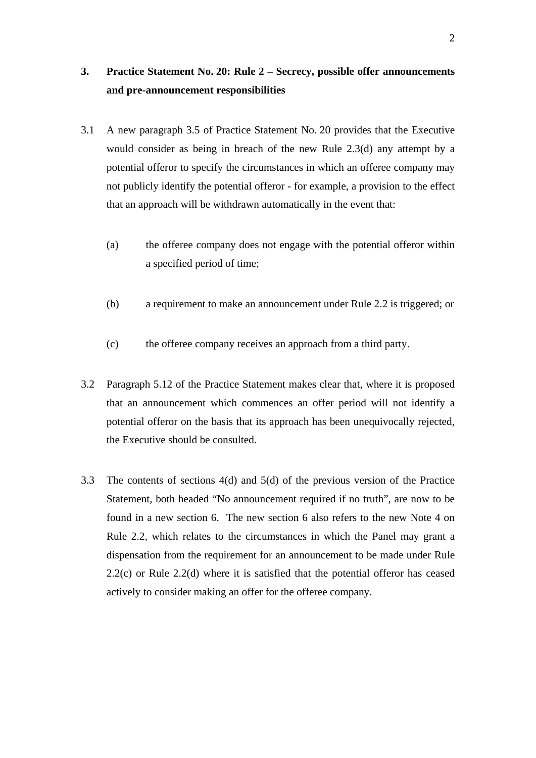### 3. Practice Statement No. 20: Rule 2 – Secrecy, possible offer announcements and pre-announcement responsibilities

3.1 A new paragraph 3.5 of Practice Statement No. 20 provides that the Executive would consider as being in breach of the new Rule 2.3(d) any attempt by a potential offeror to specify the circumstances in which an offeree company may not publicly identify the potential offeror - for example, a provision to the effect that an approach will be withdrawn automatically in the event that:

(a) the offeree company does not engage with the potential offeror within a specified period of time;

(b) a requirement to make an announcement under Rule 2.2 is triggered; or

(c) the offeree company receives an approach from a third party.

3.2 Paragraph 5.12 of the Practice Statement makes clear that, where it is proposed that an announcement which commences an offer period will not identify a potential offeror on the basis that its approach has been unequivocally rejected, the Executive should be consulted.

3.3 The contents of sections 4(d) and 5(d) of the previous version of the Practice Statement, both headed "No announcement required if no truth", are now to be found in a new section 6. The new section 6 also refers to the new Note 4 on Rule 2.2, which relates to the circumstances in which the Panel may grant a dispensation from the requirement for an announcement to be made under Rule 2.2(c) or Rule 2.2(d) where it is satisfied that the potential offeror has ceased actively to consider making an offer for the offeree company.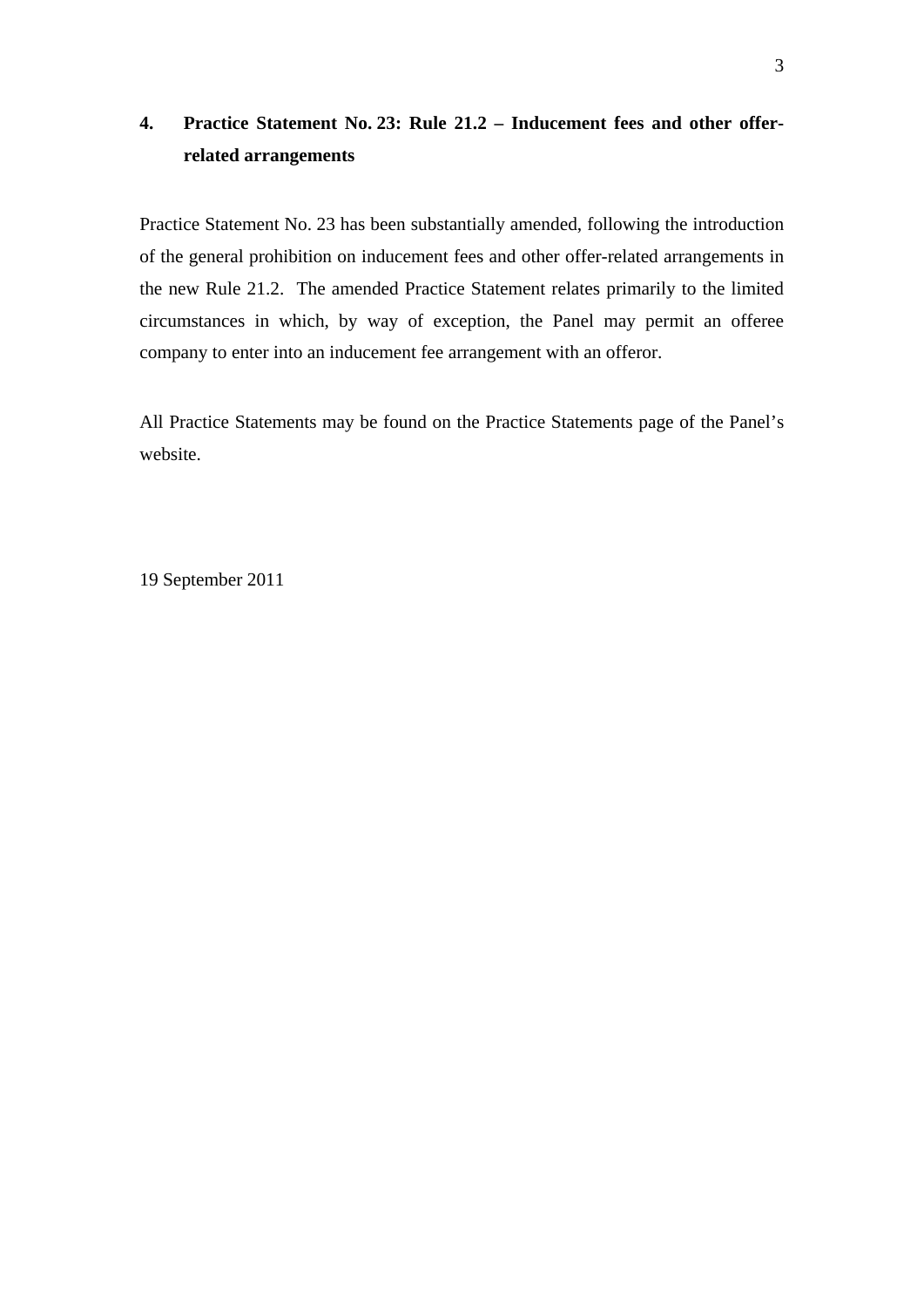## 4. Practice Statement No. 23: Rule 21.2 – Inducement fees and other offer-related arrangements

Practice Statement No. 23 has been substantially amended, following the introduction of the general prohibition on inducement fees and other offer-related arrangements in the new Rule 21.2. The amended Practice Statement relates primarily to the limited circumstances in which, by way of exception, the Panel may permit an offeree company to enter into an inducement fee arrangement with an offeror.

All Practice Statements may be found on the Practice Statements page of the Panel's website.

19 September 2011